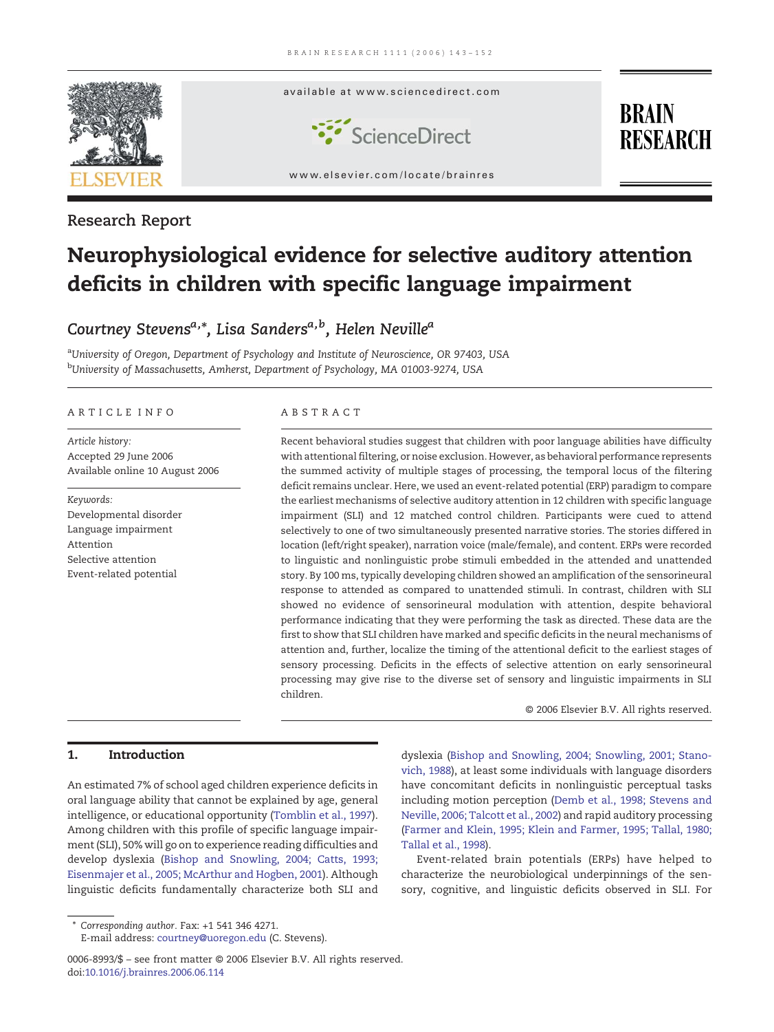Research Report

# Neurophysiological evidence for selective auditory attention deficits in children with specific language impairment

*Courtney Stevens*[a,*], *Lisa Sanders*[a,b], *Helen Neville*[a]

[a]University of Oregon, Department of Psychology and Institute of Neuroscience, OR 97403, USA
[b]University of Massachusetts, Amherst, Department of Psychology, MA 01003-9274, USA

## ARTICLE INFO

*Article history:*
Accepted 29 June 2006
Available online 10 August 2006

*Keywords:*
Developmental disorder
Language impairment
Attention
Selective attention
Event-related potential

## ABSTRACT

Recent behavioral studies suggest that children with poor language abilities have difficulty with attentional filtering, or noise exclusion. However, as behavioral performance represents the summed activity of multiple stages of processing, the temporal locus of the filtering deficit remains unclear. Here, we used an event-related potential (ERP) paradigm to compare the earliest mechanisms of selective auditory attention in 12 children with specific language impairment (SLI) and 12 matched control children. Participants were cued to attend selectively to one of two simultaneously presented narrative stories. The stories differed in location (left/right speaker), narration voice (male/female), and content. ERPs were recorded to linguistic and nonlinguistic probe stimuli embedded in the attended and unattended story. By 100 ms, typically developing children showed an amplification of the sensorineural response to attended as compared to unattended stimuli. In contrast, children with SLI showed no evidence of sensorineural modulation with attention, despite behavioral performance indicating that they were performing the task as directed. These data are the first to show that SLI children have marked and specific deficits in the neural mechanisms of attention and, further, localize the timing of the attentional deficit to the earliest stages of sensory processing. Deficits in the effects of selective attention on early sensorineural processing may give rise to the diverse set of sensory and linguistic impairments in SLI children.

© 2006 Elsevier B.V. All rights reserved.

## 1. Introduction

An estimated 7% of school aged children experience deficits in oral language ability that cannot be explained by age, general intelligence, or educational opportunity (Tomblin et al., 1997). Among children with this profile of specific language impairment (SLI), 50% will go on to experience reading difficulties and develop dyslexia (Bishop and Snowling, 2004; Catts, 1993; Eisenmajer et al., 2005; McArthur and Hogben, 2001). Although linguistic deficits fundamentally characterize both SLI and dyslexia (Bishop and Snowling, 2004; Snowling, 2001; Stanovich, 1988), at least some individuals with language disorders have concomitant deficits in nonlinguistic perceptual tasks including motion perception (Demb et al., 1998; Stevens and Neville, 2006; Talcott et al., 2002) and rapid auditory processing (Farmer and Klein, 1995; Klein and Farmer, 1995; Tallal, 1980; Tallal et al., 1998).

Event-related brain potentials (ERPs) have helped to characterize the neurobiological underpinnings of the sensory, cognitive, and linguistic deficits observed in SLI. For

* Corresponding author. Fax: +1 541 346 4271.
E-mail address: courtney@uoregon.edu (C. Stevens).

0006-8993/$ – see front matter © 2006 Elsevier B.V. All rights reserved.
doi:10.1016/j.brainres.2006.06.114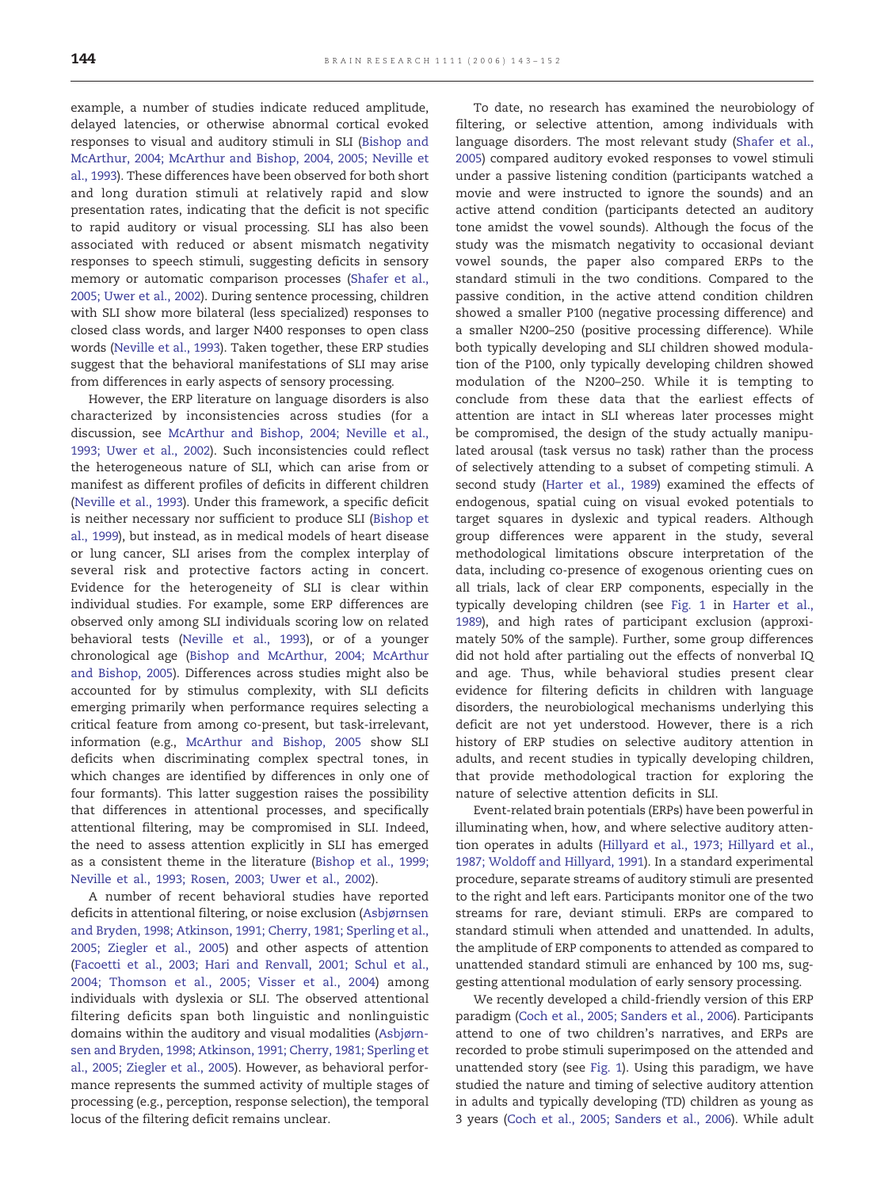example, a number of studies indicate reduced amplitude, delayed latencies, or otherwise abnormal cortical evoked responses to visual and auditory stimuli in SLI (Bishop and McArthur, 2004; McArthur and Bishop, 2004, 2005; Neville et al., 1993). These differences have been observed for both short and long duration stimuli at relatively rapid and slow presentation rates, indicating that the deficit is not specific to rapid auditory or visual processing. SLI has also been associated with reduced or absent mismatch negativity responses to speech stimuli, suggesting deficits in sensory memory or automatic comparison processes (Shafer et al., 2005; Uwer et al., 2002). During sentence processing, children with SLI show more bilateral (less specialized) responses to closed class words, and larger N400 responses to open class words (Neville et al., 1993). Taken together, these ERP studies suggest that the behavioral manifestations of SLI may arise from differences in early aspects of sensory processing.

However, the ERP literature on language disorders is also characterized by inconsistencies across studies (for a discussion, see McArthur and Bishop, 2004; Neville et al., 1993; Uwer et al., 2002). Such inconsistencies could reflect the heterogeneous nature of SLI, which can arise from or manifest as different profiles of deficits in different children (Neville et al., 1993). Under this framework, a specific deficit is neither necessary nor sufficient to produce SLI (Bishop et al., 1999), but instead, as in medical models of heart disease or lung cancer, SLI arises from the complex interplay of several risk and protective factors acting in concert. Evidence for the heterogeneity of SLI is clear within individual studies. For example, some ERP differences are observed only among SLI individuals scoring low on related behavioral tests (Neville et al., 1993), or of a younger chronological age (Bishop and McArthur, 2004; McArthur and Bishop, 2005). Differences across studies might also be accounted for by stimulus complexity, with SLI deficits emerging primarily when performance requires selecting a critical feature from among co-present, but task-irrelevant, information (e.g., McArthur and Bishop, 2005 show SLI deficits when discriminating complex spectral tones, in which changes are identified by differences in only one of four formants). This latter suggestion raises the possibility that differences in attentional processes, and specifically attentional filtering, may be compromised in SLI. Indeed, the need to assess attention explicitly in SLI has emerged as a consistent theme in the literature (Bishop et al., 1999; Neville et al., 1993; Rosen, 2003; Uwer et al., 2002).

A number of recent behavioral studies have reported deficits in attentional filtering, or noise exclusion (Asbjørnsen and Bryden, 1998; Atkinson, 1991; Cherry, 1981; Sperling et al., 2005; Ziegler et al., 2005) and other aspects of attention (Facoetti et al., 2003; Hari and Renvall, 2001; Schul et al., 2004; Thomson et al., 2005; Visser et al., 2004) among individuals with dyslexia or SLI. The observed attentional filtering deficits span both linguistic and nonlinguistic domains within the auditory and visual modalities (Asbjørnsen and Bryden, 1998; Atkinson, 1991; Cherry, 1981; Sperling et al., 2005; Ziegler et al., 2005). However, as behavioral performance represents the summed activity of multiple stages of processing (e.g., perception, response selection), the temporal locus of the filtering deficit remains unclear.

To date, no research has examined the neurobiology of filtering, or selective attention, among individuals with language disorders. The most relevant study (Shafer et al., 2005) compared auditory evoked responses to vowel stimuli under a passive listening condition (participants watched a movie and were instructed to ignore the sounds) and an active attend condition (participants detected an auditory tone amidst the vowel sounds). Although the focus of the study was the mismatch negativity to occasional deviant vowel sounds, the paper also compared ERPs to the standard stimuli in the two conditions. Compared to the passive condition, in the active attend condition children showed a smaller P100 (negative processing difference) and a smaller N200–250 (positive processing difference). While both typically developing and SLI children showed modulation of the P100, only typically developing children showed modulation of the N200–250. While it is tempting to conclude from these data that the earliest effects of attention are intact in SLI whereas later processes might be compromised, the design of the study actually manipulated arousal (task versus no task) rather than the process of selectively attending to a subset of competing stimuli. A second study (Harter et al., 1989) examined the effects of endogenous, spatial cuing on visual evoked potentials to target squares in dyslexic and typical readers. Although group differences were apparent in the study, several methodological limitations obscure interpretation of the data, including co-presence of exogenous orienting cues on all trials, lack of clear ERP components, especially in the typically developing children (see Fig. 1 in Harter et al., 1989), and high rates of participant exclusion (approximately 50% of the sample). Further, some group differences did not hold after partialing out the effects of nonverbal IQ and age. Thus, while behavioral studies present clear evidence for filtering deficits in children with language disorders, the neurobiological mechanisms underlying this deficit are not yet understood. However, there is a rich history of ERP studies on selective auditory attention in adults, and recent studies in typically developing children, that provide methodological traction for exploring the nature of selective attention deficits in SLI.

Event-related brain potentials (ERPs) have been powerful in illuminating when, how, and where selective auditory attention operates in adults (Hillyard et al., 1973; Hillyard et al., 1987; Woldoff and Hillyard, 1991). In a standard experimental procedure, separate streams of auditory stimuli are presented to the right and left ears. Participants monitor one of the two streams for rare, deviant stimuli. ERPs are compared to standard stimuli when attended and unattended. In adults, the amplitude of ERP components to attended as compared to unattended standard stimuli are enhanced by 100 ms, suggesting attentional modulation of early sensory processing.

We recently developed a child-friendly version of this ERP paradigm (Coch et al., 2005; Sanders et al., 2006). Participants attend to one of two children's narratives, and ERPs are recorded to probe stimuli superimposed on the attended and unattended story (see Fig. 1). Using this paradigm, we have studied the nature and timing of selective auditory attention in adults and typically developing (TD) children as young as 3 years (Coch et al., 2005; Sanders et al., 2006). While adult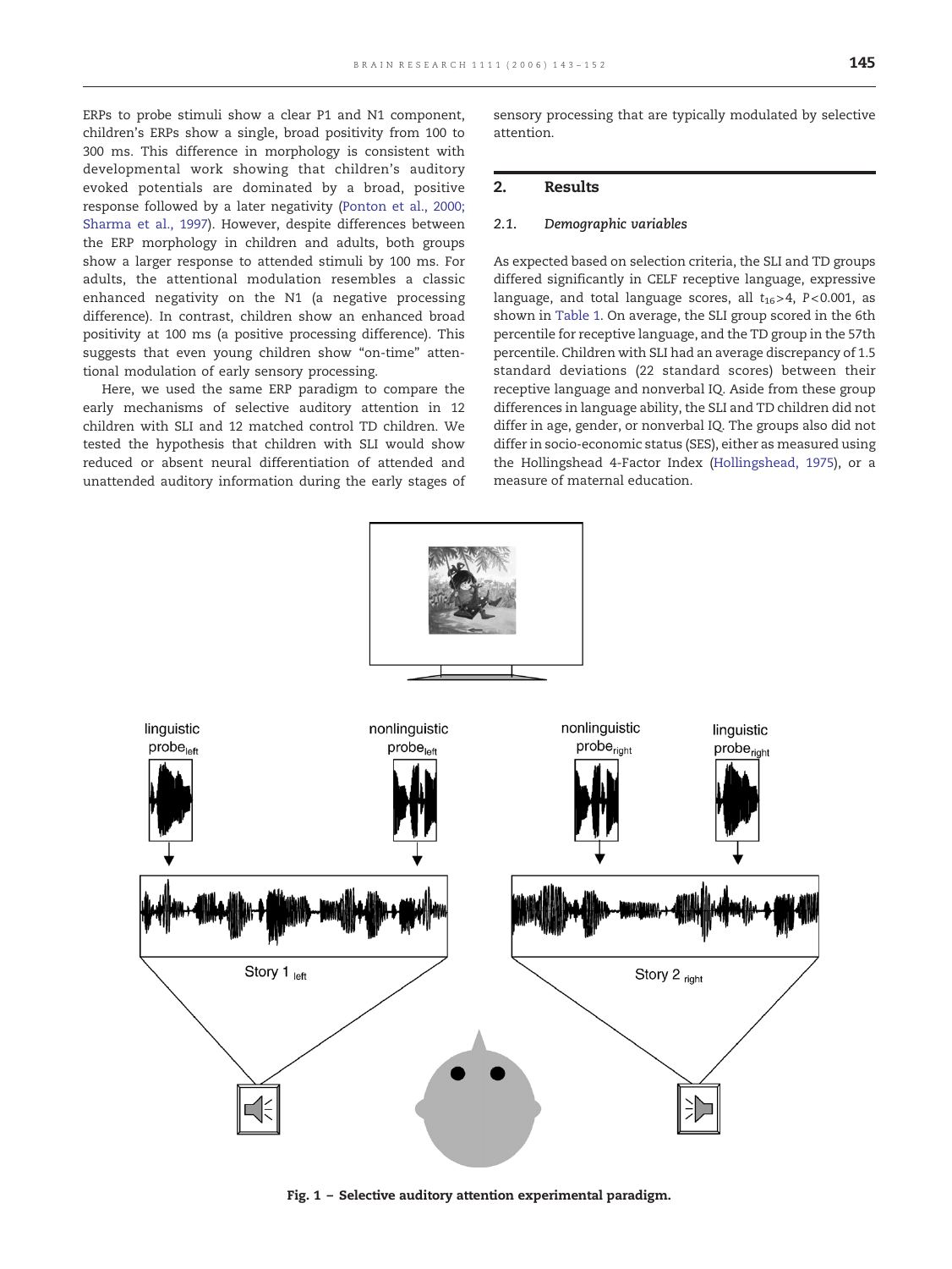ERPs to probe stimuli show a clear P1 and N1 component, children's ERPs show a single, broad positivity from 100 to 300 ms. This difference in morphology is consistent with developmental work showing that children's auditory evoked potentials are dominated by a broad, positive response followed by a later negativity (Ponton et al., 2000; Sharma et al., 1997). However, despite differences between the ERP morphology in children and adults, both groups show a larger response to attended stimuli by 100 ms. For adults, the attentional modulation resembles a classic enhanced negativity on the N1 (a negative processing difference). In contrast, children show an enhanced broad positivity at 100 ms (a positive processing difference). This suggests that even young children show "on-time" attentional modulation of early sensory processing.

Here, we used the same ERP paradigm to compare the early mechanisms of selective auditory attention in 12 children with SLI and 12 matched control TD children. We tested the hypothesis that children with SLI would show reduced or absent neural differentiation of attended and unattended auditory information during the early stages of sensory processing that are typically modulated by selective attention.

## 2. Results

### 2.1. Demographic variables

As expected based on selection criteria, the SLI and TD groups differed significantly in CELF receptive language, expressive language, and total language scores, all $t_{16}>4$, $P<0.001$, as shown in Table 1. On average, the SLI group scored in the 6th percentile for receptive language, and the TD group in the 57th percentile. Children with SLI had an average discrepancy of 1.5 standard deviations (22 standard scores) between their receptive language and nonverbal IQ. Aside from these group differences in language ability, the SLI and TD children did not differ in age, gender, or nonverbal IQ. The groups also did not differ in socio-economic status (SES), either as measured using the Hollingshead 4-Factor Index (Hollingshead, 1975), or a measure of maternal education.

Fig. 1 – Selective auditory attention experimental paradigm.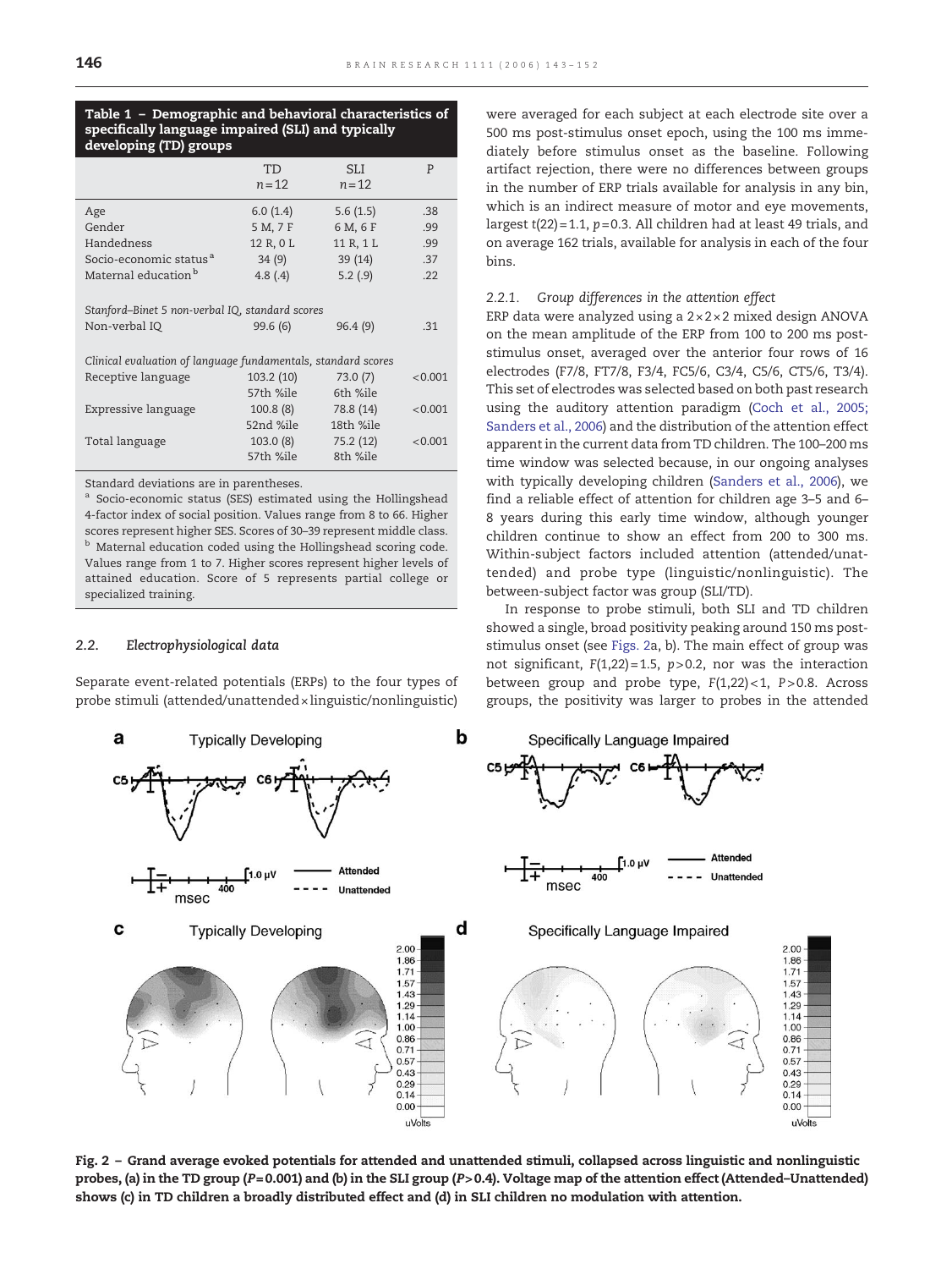**Table 1 – Demographic and behavioral characteristics of specifically language impaired (SLI) and typically developing (TD) groups**

| | TD $n=12$ | SLI $n=12$ | P |
|---|---|---|---|
| Age | 6.0 (1.4) | 5.6 (1.5) | .38 |
| Gender | 5 M, 7 F | 6 M, 6 F | .99 |
| Handedness | 12 R, 0 L | 11 R, 1 L | .99 |
| Socio-economic status [a] | 34 (9) | 39 (14) | .37 |
| Maternal education [b] | 4.8 (.4) | 5.2 (.9) | .22 |
| *Stanford–Binet 5 non-verbal IQ, standard scores* | | | |
| Non-verbal IQ | 99.6 (6) | 96.4 (9) | .31 |
| *Clinical evaluation of language fundamentals, standard scores* | | | |
| Receptive language | 103.2 (10) 57th %ile | 73.0 (7) 6th %ile | <0.001 |
| Expressive language | 100.8 (8) 52nd %ile | 78.8 (14) 18th %ile | <0.001 |
| Total language | 103.0 (8) 57th %ile | 75.2 (12) 8th %ile | <0.001 |

Standard deviations are in parentheses.
[a] Socio-economic status (SES) estimated using the Hollingshead 4-factor index of social position. Values range from 8 to 66. Higher scores represent higher SES. Scores of 30–39 represent middle class.
[b] Maternal education coded using the Hollingshead scoring code. Values range from 1 to 7. Higher scores represent higher levels of attained education. Score of 5 represents partial college or specialized training.

### 2.2. Electrophysiological data

Separate event-related potentials (ERPs) to the four types of probe stimuli (attended/unattended × linguistic/nonlinguistic) were averaged for each subject at each electrode site over a 500 ms post-stimulus onset epoch, using the 100 ms immediately before stimulus onset as the baseline. Following artifact rejection, there were no differences between groups in the number of ERP trials available for analysis in any bin, which is an indirect measure of motor and eye movements, largest $t(22)=1.1$, $p=0.3$. All children had at least 49 trials, and on average 162 trials, available for analysis in each of the four bins.

#### 2.2.1. Group differences in the attention effect

ERP data were analyzed using a 2×2×2 mixed design ANOVA on the mean amplitude of the ERP from 100 to 200 ms post-stimulus onset, averaged over the anterior four rows of 16 electrodes (F7/8, FT7/8, F3/4, FC5/6, C3/4, C5/6, CT5/6, T3/4). This set of electrodes was selected based on both past research using the auditory attention paradigm (Coch et al., 2005; Sanders et al., 2006) and the distribution of the attention effect apparent in the current data from TD children. The 100–200 ms time window was selected because, in our ongoing analyses with typically developing children (Sanders et al., 2006), we find a reliable effect of attention for children age 3–5 and 6–8 years during this early time window, although younger children continue to show an effect from 200 to 300 ms. Within-subject factors included attention (attended/unattended) and probe type (linguistic/nonlinguistic). The between-subject factor was group (SLI/TD).

In response to probe stimuli, both SLI and TD children showed a single, broad positivity peaking around 150 ms post-stimulus onset (see Figs. 2a, b). The main effect of group was not significant, $F(1,22)=1.5$, $p>0.2$, nor was the interaction between group and probe type, $F(1,22)<1$, $P>0.8$. Across groups, the positivity was larger to probes in the attended

**Fig. 2 – Grand average evoked potentials for attended and unattended stimuli, collapsed across linguistic and nonlinguistic probes, (a) in the TD group ($P=0.001$) and (b) in the SLI group ($P>0.4$). Voltage map of the attention effect (Attended–Unattended) shows (c) in TD children a broadly distributed effect and (d) in SLI children no modulation with attention.**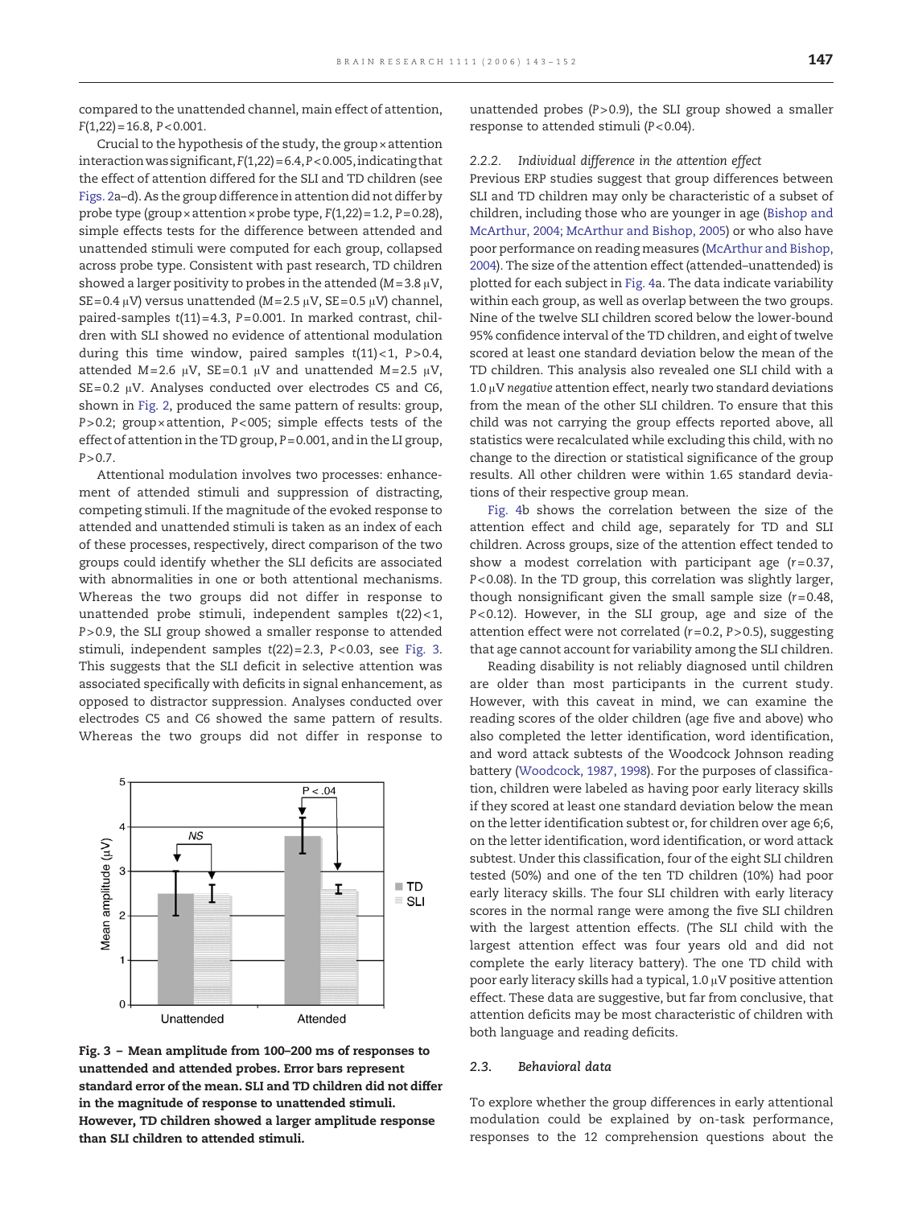compared to the unattended channel, main effect of attention, $F(1,22) = 16.8$, $P < 0.001$.

Crucial to the hypothesis of the study, the group × attention interaction was significant, $F(1,22) = 6.4$, $P < 0.005$, indicating that the effect of attention differed for the SLI and TD children (see Figs. 2a–d). As the group difference in attention did not differ by probe type (group × attention × probe type, $F(1,22) = 1.2$, $P = 0.28$), simple effects tests for the difference between attended and unattended stimuli were computed for each group, collapsed across probe type. Consistent with past research, TD children showed a larger positivity to probes in the attended ($M = 3.8$ μV, $SE = 0.4$ μV) versus unattended ($M = 2.5$ μV, $SE = 0.5$ μV) channel, paired-samples $t(11) = 4.3$, $P = 0.001$. In marked contrast, children with SLI showed no evidence of attentional modulation during this time window, paired samples $t(11) < 1$, $P > 0.4$, attended $M = 2.6$ μV, $SE = 0.1$ μV and unattended $M = 2.5$ μV, $SE = 0.2$ μV. Analyses conducted over electrodes C5 and C6, shown in Fig. 2, produced the same pattern of results: group, $P > 0.2$; group × attention, $P < 005$; simple effects tests of the effect of attention in the TD group, $P = 0.001$, and in the LI group, $P > 0.7$.

Attentional modulation involves two processes: enhancement of attended stimuli and suppression of distracting, competing stimuli. If the magnitude of the evoked response to attended and unattended stimuli is taken as an index of each of these processes, respectively, direct comparison of the two groups could identify whether the SLI deficits are associated with abnormalities in one or both attentional mechanisms. Whereas the two groups did not differ in response to unattended probe stimuli, independent samples $t(22) < 1$, $P > 0.9$, the SLI group showed a smaller response to attended stimuli, independent samples $t(22) = 2.3$, $P < 0.03$, see Fig. 3. This suggests that the SLI deficit in selective attention was associated specifically with deficits in signal enhancement, as opposed to distractor suppression. Analyses conducted over electrodes C5 and C6 showed the same pattern of results. Whereas the two groups did not differ in response to unattended probes ($P > 0.9$), the SLI group showed a smaller response to attended stimuli ($P < 0.04$).

**Fig. 3 – Mean amplitude from 100–200 ms of responses to unattended and attended probes. Error bars represent standard error of the mean. SLI and TD children did not differ in the magnitude of response to unattended stimuli. However, TD children showed a larger amplitude response than SLI children to attended stimuli.**

### 2.2.2. Individual difference in the attention effect

Previous ERP studies suggest that group differences between SLI and TD children may only be characteristic of a subset of children, including those who are younger in age (Bishop and McArthur, 2004; McArthur and Bishop, 2005) or who also have poor performance on reading measures (McArthur and Bishop, 2004). The size of the attention effect (attended–unattended) is plotted for each subject in Fig. 4a. The data indicate variability within each group, as well as overlap between the two groups. Nine of the twelve SLI children scored below the lower-bound 95% confidence interval of the TD children, and eight of twelve scored at least one standard deviation below the mean of the TD children. This analysis also revealed one SLI child with a 1.0 μV *negative* attention effect, nearly two standard deviations from the mean of the other SLI children. To ensure that this child was not carrying the group effects reported above, all statistics were recalculated while excluding this child, with no change to the direction or statistical significance of the group results. All other children were within 1.65 standard deviations of their respective group mean.

Fig. 4b shows the correlation between the size of the attention effect and child age, separately for TD and SLI children. Across groups, size of the attention effect tended to show a modest correlation with participant age ($r = 0.37$, $P < 0.08$). In the TD group, this correlation was slightly larger, though nonsignificant given the small sample size ($r = 0.48$, $P < 0.12$). However, in the SLI group, age and size of the attention effect were not correlated ($r = 0.2$, $P > 0.5$), suggesting that age cannot account for variability among the SLI children.

Reading disability is not reliably diagnosed until children are older than most participants in the current study. However, with this caveat in mind, we can examine the reading scores of the older children (age five and above) who also completed the letter identification, word identification, and word attack subtests of the Woodcock Johnson reading battery (Woodcock, 1987, 1998). For the purposes of classification, children were labeled as having poor early literacy skills if they scored at least one standard deviation below the mean on the letter identification subtest or, for children over age 6;6, on the letter identification, word identification, or word attack subtest. Under this classification, four of the eight SLI children tested (50%) and one of the ten TD children (10%) had poor early literacy skills. The four SLI children with early literacy scores in the normal range were among the five SLI children with the largest attention effects. (The SLI child with the largest attention effect was four years old and did not complete the early literacy battery). The one TD child with poor early literacy skills had a typical, 1.0 μV positive attention effect. These data are suggestive, but far from conclusive, that attention deficits may be most characteristic of children with both language and reading deficits.

## 2.3. Behavioral data

To explore whether the group differences in early attentional modulation could be explained by on-task performance, responses to the 12 comprehension questions about the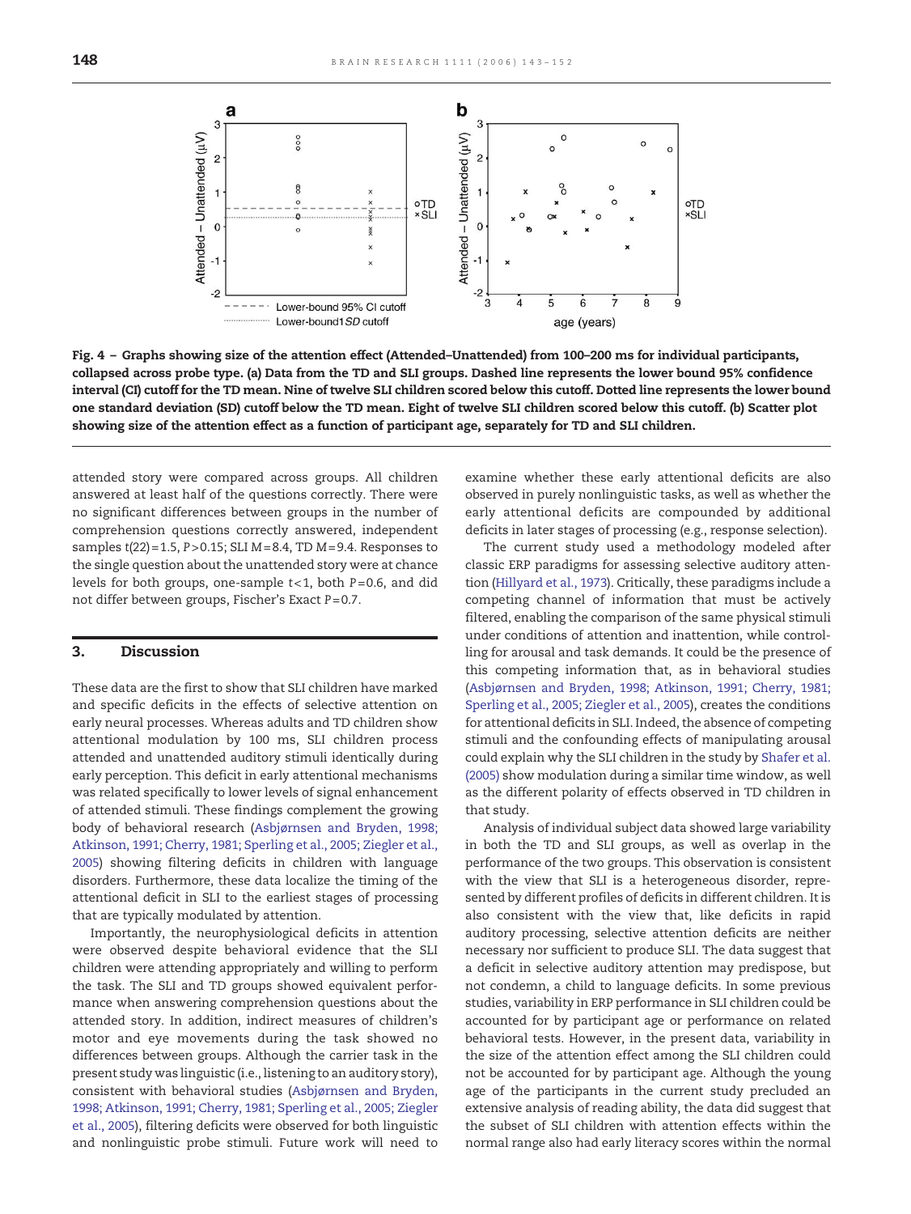a

3

2

1

0

-1

-2

Attended – Unattended (μV)

oTD
×SLI

Lower-bound 95% CI cutoff
Lower-bound1 *SD* cutoff

b

3

2

1

0

-1

-2

Attended – Unattended (μV)

3 4 5 6 7 8 9

age (years)

oTD
×SLI

**Fig. 4 – Graphs showing size of the attention effect (Attended–Unattended) from 100–200 ms for individual participants, collapsed across probe type. (a) Data from the TD and SLI groups. Dashed line represents the lower bound 95% confidence interval (CI) cutoff for the TD mean. Nine of twelve SLI children scored below this cutoff. Dotted line represents the lower bound one standard deviation (SD) cutoff below the TD mean. Eight of twelve SLI children scored below this cutoff. (b) Scatter plot showing size of the attention effect as a function of participant age, separately for TD and SLI children.**

attended story were compared across groups. All children answered at least half of the questions correctly. There were no significant differences between groups in the number of comprehension questions correctly answered, independent samples $t(22)=1.5$, $P>0.15$; SLI $M=8.4$, TD $M=9.4$. Responses to the single question about the unattended story were at chance levels for both groups, one-sample $t<1$, both $P=0.6$, and did not differ between groups, Fischer's Exact $P=0.7$.

## 3. Discussion

These data are the first to show that SLI children have marked and specific deficits in the effects of selective attention on early neural processes. Whereas adults and TD children show attentional modulation by 100 ms, SLI children process attended and unattended auditory stimuli identically during early perception. This deficit in early attentional mechanisms was related specifically to lower levels of signal enhancement of attended stimuli. These findings complement the growing body of behavioral research (Asbjørnsen and Bryden, 1998; Atkinson, 1991; Cherry, 1981; Sperling et al., 2005; Ziegler et al., 2005) showing filtering deficits in children with language disorders. Furthermore, these data localize the timing of the attentional deficit in SLI to the earliest stages of processing that are typically modulated by attention.

Importantly, the neurophysiological deficits in attention were observed despite behavioral evidence that the SLI children were attending appropriately and willing to perform the task. The SLI and TD groups showed equivalent performance when answering comprehension questions about the attended story. In addition, indirect measures of children's motor and eye movements during the task showed no differences between groups. Although the carrier task in the present study was linguistic (i.e., listening to an auditory story), consistent with behavioral studies (Asbjørnsen and Bryden, 1998; Atkinson, 1991; Cherry, 1981; Sperling et al., 2005; Ziegler et al., 2005), filtering deficits were observed for both linguistic and nonlinguistic probe stimuli. Future work will need to examine whether these early attentional deficits are also observed in purely nonlinguistic tasks, as well as whether the early attentional deficits are compounded by additional deficits in later stages of processing (e.g., response selection).

The current study used a methodology modeled after classic ERP paradigms for assessing selective auditory attention (Hillyard et al., 1973). Critically, these paradigms include a competing channel of information that must be actively filtered, enabling the comparison of the same physical stimuli under conditions of attention and inattention, while controlling for arousal and task demands. It could be the presence of this competing information that, as in behavioral studies (Asbjørnsen and Bryden, 1998; Atkinson, 1991; Cherry, 1981; Sperling et al., 2005; Ziegler et al., 2005), creates the conditions for attentional deficits in SLI. Indeed, the absence of competing stimuli and the confounding effects of manipulating arousal could explain why the SLI children in the study by Shafer et al. (2005) show modulation during a similar time window, as well as the different polarity of effects observed in TD children in that study.

Analysis of individual subject data showed large variability in both the TD and SLI groups, as well as overlap in the performance of the two groups. This observation is consistent with the view that SLI is a heterogeneous disorder, represented by different profiles of deficits in different children. It is also consistent with the view that, like deficits in rapid auditory processing, selective attention deficits are neither necessary nor sufficient to produce SLI. The data suggest that a deficit in selective auditory attention may predispose, but not condemn, a child to language deficits. In some previous studies, variability in ERP performance in SLI children could be accounted for by participant age or performance on related behavioral tests. However, in the present data, variability in the size of the attention effect among the SLI children could not be accounted for by participant age. Although the young age of the participants in the current study precluded an extensive analysis of reading ability, the data did suggest that the subset of SLI children with attention effects within the normal range also had early literacy scores within the normal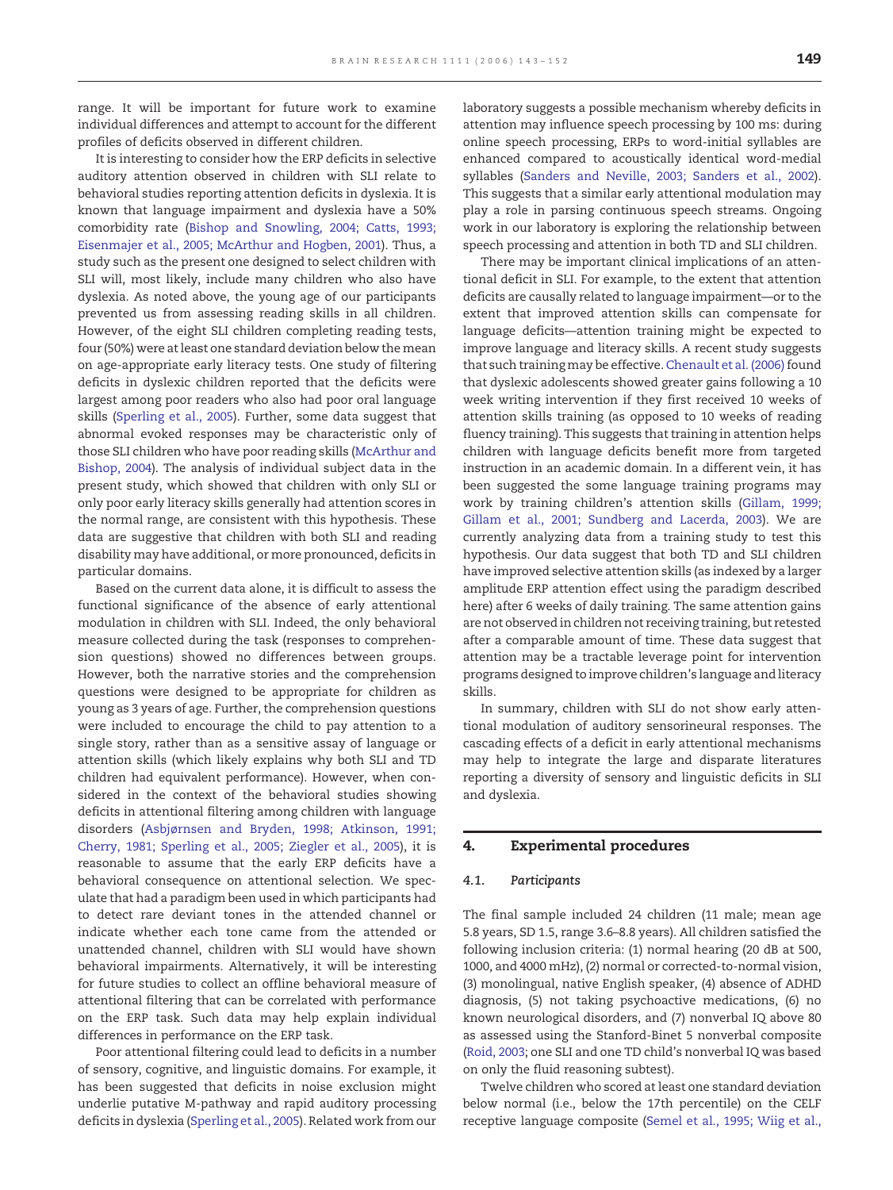range. It will be important for future work to examine individual differences and attempt to account for the different profiles of deficits observed in different children.

It is interesting to consider how the ERP deficits in selective auditory attention observed in children with SLI relate to behavioral studies reporting attention deficits in dyslexia. It is known that language impairment and dyslexia have a 50% comorbidity rate (Bishop and Snowling, 2004; Catts, 1993; Eisenmajer et al., 2005; McArthur and Hogben, 2001). Thus, a study such as the present one designed to select children with SLI will, most likely, include many children who also have dyslexia. As noted above, the young age of our participants prevented us from assessing reading skills in all children. However, of the eight SLI children completing reading tests, four (50%) were at least one standard deviation below the mean on age-appropriate early literacy tests. One study of filtering deficits in dyslexic children reported that the deficits were largest among poor readers who also had poor oral language skills (Sperling et al., 2005). Further, some data suggest that abnormal evoked responses may be characteristic only of those SLI children who have poor reading skills (McArthur and Bishop, 2004). The analysis of individual subject data in the present study, which showed that children with only SLI or only poor early literacy skills generally had attention scores in the normal range, are consistent with this hypothesis. These data are suggestive that children with both SLI and reading disability may have additional, or more pronounced, deficits in particular domains.

Based on the current data alone, it is difficult to assess the functional significance of the absence of early attentional modulation in children with SLI. Indeed, the only behavioral measure collected during the task (responses to comprehension questions) showed no differences between groups. However, both the narrative stories and the comprehension questions were designed to be appropriate for children as young as 3 years of age. Further, the comprehension questions were included to encourage the child to pay attention to a single story, rather than as a sensitive assay of language or attention skills (which likely explains why both SLI and TD children had equivalent performance). However, when considered in the context of the behavioral studies showing deficits in attentional filtering among children with language disorders (Asbjørnsen and Bryden, 1998; Atkinson, 1991; Cherry, 1981; Sperling et al., 2005; Ziegler et al., 2005), it is reasonable to assume that the early ERP deficits have a behavioral consequence on attentional selection. We speculate that had a paradigm been used in which participants had to detect rare deviant tones in the attended channel or indicate whether each tone came from the attended or unattended channel, children with SLI would have shown behavioral impairments. Alternatively, it will be interesting for future studies to collect an offline behavioral measure of attentional filtering that can be correlated with performance on the ERP task. Such data may help explain individual differences in performance on the ERP task.

Poor attentional filtering could lead to deficits in a number of sensory, cognitive, and linguistic domains. For example, it has been suggested that deficits in noise exclusion might underlie putative M-pathway and rapid auditory processing deficits in dyslexia (Sperling et al., 2005). Related work from our laboratory suggests a possible mechanism whereby deficits in attention may influence speech processing by 100 ms: during online speech processing, ERPs to word-initial syllables are enhanced compared to acoustically identical word-medial syllables (Sanders and Neville, 2003; Sanders et al., 2002). This suggests that a similar early attentional modulation may play a role in parsing continuous speech streams. Ongoing work in our laboratory is exploring the relationship between speech processing and attention in both TD and SLI children.

There may be important clinical implications of an attentional deficit in SLI. For example, to the extent that attention deficits are causally related to language impairment—or to the extent that improved attention skills can compensate for language deficits—attention training might be expected to improve language and literacy skills. A recent study suggests that such training may be effective. Chenault et al. (2006) found that dyslexic adolescents showed greater gains following a 10 week writing intervention if they first received 10 weeks of attention skills training (as opposed to 10 weeks of reading fluency training). This suggests that training in attention helps children with language deficits benefit more from targeted instruction in an academic domain. In a different vein, it has been suggested the some language training programs may work by training children's attention skills (Gillam, 1999; Gillam et al., 2001; Sundberg and Lacerda, 2003). We are currently analyzing data from a training study to test this hypothesis. Our data suggest that both TD and SLI children have improved selective attention skills (as indexed by a larger amplitude ERP attention effect using the paradigm described here) after 6 weeks of daily training. The same attention gains are not observed in children not receiving training, but retested after a comparable amount of time. These data suggest that attention may be a tractable leverage point for intervention programs designed to improve children's language and literacy skills.

In summary, children with SLI do not show early attentional modulation of auditory sensorineural responses. The cascading effects of a deficit in early attentional mechanisms may help to integrate the large and disparate literatures reporting a diversity of sensory and linguistic deficits in SLI and dyslexia.

## 4. Experimental procedures

### 4.1. Participants

The final sample included 24 children (11 male; mean age 5.8 years, SD 1.5, range 3.6–8.8 years). All children satisfied the following inclusion criteria: (1) normal hearing (20 dB at 500, 1000, and 4000 mHz), (2) normal or corrected-to-normal vision, (3) monolingual, native English speaker, (4) absence of ADHD diagnosis, (5) not taking psychoactive medications, (6) no known neurological disorders, and (7) nonverbal IQ above 80 as assessed using the Stanford-Binet 5 nonverbal composite (Roid, 2003; one SLI and one TD child's nonverbal IQ was based on only the fluid reasoning subtest).

Twelve children who scored at least one standard deviation below normal (i.e., below the 17th percentile) on the CELF receptive language composite (Semel et al., 1995; Wiig et al.,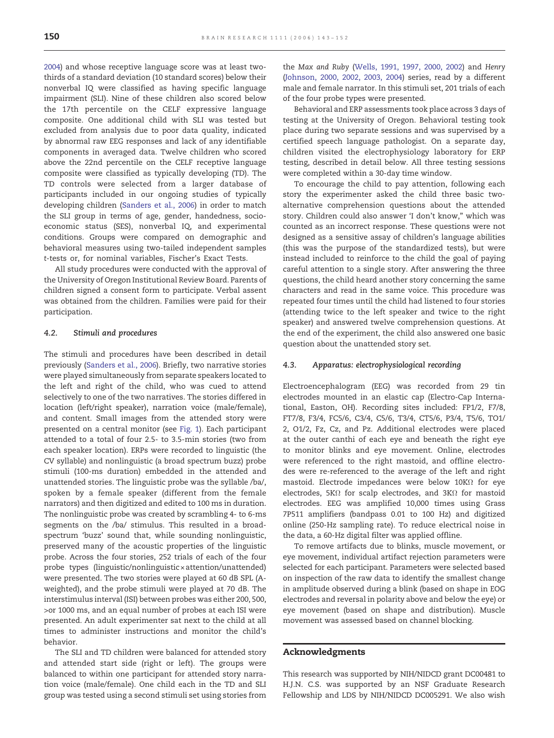2004) and whose receptive language score was at least two-thirds of a standard deviation (10 standard scores) below their nonverbal IQ were classified as having specific language impairment (SLI). Nine of these children also scored below the 17th percentile on the CELF expressive language composite. One additional child with SLI was tested but excluded from analysis due to poor data quality, indicated by abnormal raw EEG responses and lack of any identifiable components in averaged data. Twelve children who scored above the 22nd percentile on the CELF receptive language composite were classified as typically developing (TD). The TD controls were selected from a larger database of participants included in our ongoing studies of typically developing children (Sanders et al., 2006) in order to match the SLI group in terms of age, gender, handedness, socio-economic status (SES), nonverbal IQ, and experimental conditions. Groups were compared on demographic and behavioral measures using two-tailed independent samples t-tests or, for nominal variables, Fischer's Exact Tests.

All study procedures were conducted with the approval of the University of Oregon Institutional Review Board. Parents of children signed a consent form to participate. Verbal assent was obtained from the children. Families were paid for their participation.

### 4.2. Stimuli and procedures

The stimuli and procedures have been described in detail previously (Sanders et al., 2006). Briefly, two narrative stories were played simultaneously from separate speakers located to the left and right of the child, who was cued to attend selectively to one of the two narratives. The stories differed in location (left/right speaker), narration voice (male/female), and content. Small images from the attended story were presented on a central monitor (see Fig. 1). Each participant attended to a total of four 2.5- to 3.5-min stories (two from each speaker location). ERPs were recorded to linguistic (the CV syllable) and nonlinguistic (a broad spectrum buzz) probe stimuli (100-ms duration) embedded in the attended and unattended stories. The linguistic probe was the syllable /ba/, spoken by a female speaker (different from the female narrators) and then digitized and edited to 100 ms in duration. The nonlinguistic probe was created by scrambling 4- to 6-ms segments on the /ba/ stimulus. This resulted in a broad-spectrum 'buzz' sound that, while sounding nonlinguistic, preserved many of the acoustic properties of the linguistic probe. Across the four stories, 252 trials of each of the four probe types (linguistic/nonlinguistic × attention/unattended) were presented. The two stories were played at 60 dB SPL (A-weighted), and the probe stimuli were played at 70 dB. The interstimulus interval (ISI) between probes was either 200, 500, >or 1000 ms, and an equal number of probes at each ISI were presented. An adult experimenter sat next to the child at all times to administer instructions and monitor the child's behavior.

The SLI and TD children were balanced for attended story and attended start side (right or left). The groups were balanced to within one participant for attended story narration voice (male/female). One child each in the TD and SLI group was tested using a second stimuli set using stories from the *Max and Ruby* (Wells, 1991, 1997, 2000, 2002) and *Henry* (Johnson, 2000, 2002, 2003, 2004) series, read by a different male and female narrator. In this stimuli set, 201 trials of each of the four probe types were presented.

Behavioral and ERP assessments took place across 3 days of testing at the University of Oregon. Behavioral testing took place during two separate sessions and was supervised by a certified speech language pathologist. On a separate day, children visited the electrophysiology laboratory for ERP testing, described in detail below. All three testing sessions were completed within a 30-day time window.

To encourage the child to pay attention, following each story the experimenter asked the child three basic two-alternative comprehension questions about the attended story. Children could also answer 'I don't know," which was counted as an incorrect response. These questions were not designed as a sensitive assay of children's language abilities (this was the purpose of the standardized tests), but were instead included to reinforce to the child the goal of paying careful attention to a single story. After answering the three questions, the child heard another story concerning the same characters and read in the same voice. This procedure was repeated four times until the child had listened to four stories (attending twice to the left speaker and twice to the right speaker) and answered twelve comprehension questions. At the end of the experiment, the child also answered one basic question about the unattended story set.

### 4.3. Apparatus: electrophysiological recording

Electroencephalogram (EEG) was recorded from 29 tin electrodes mounted in an elastic cap (Electro-Cap International, Easton, OH). Recording sites included: FP1/2, F7/8, FT7/8, F3/4, FC5/6, C3/4, C5/6, T3/4, CT5/6, P3/4, T5/6, TO1/2, O1/2, Fz, Cz, and Pz. Additional electrodes were placed at the outer canthi of each eye and beneath the right eye to monitor blinks and eye movement. Online, electrodes were referenced to the right mastoid, and offline electrodes were re-referenced to the average of the left and right mastoid. Electrode impedances were below 10KΩ for eye electrodes, 5KΩ for scalp electrodes, and 3KΩ for mastoid electrodes. EEG was amplified 10,000 times using Grass 7P511 amplifiers (bandpass 0.01 to 100 Hz) and digitized online (250-Hz sampling rate). To reduce electrical noise in the data, a 60-Hz digital filter was applied offline.

To remove artifacts due to blinks, muscle movement, or eye movement, individual artifact rejection parameters were selected for each participant. Parameters were selected based on inspection of the raw data to identify the smallest change in amplitude observed during a blink (based on shape in EOG electrodes and reversal in polarity above and below the eye) or eye movement (based on shape and distribution). Muscle movement was assessed based on channel blocking.

## Acknowledgments

This research was supported by NIH/NIDCD grant DC00481 to H.J.N. C.S. was supported by an NSF Graduate Research Fellowship and LDS by NIH/NIDCD DC005291. We also wish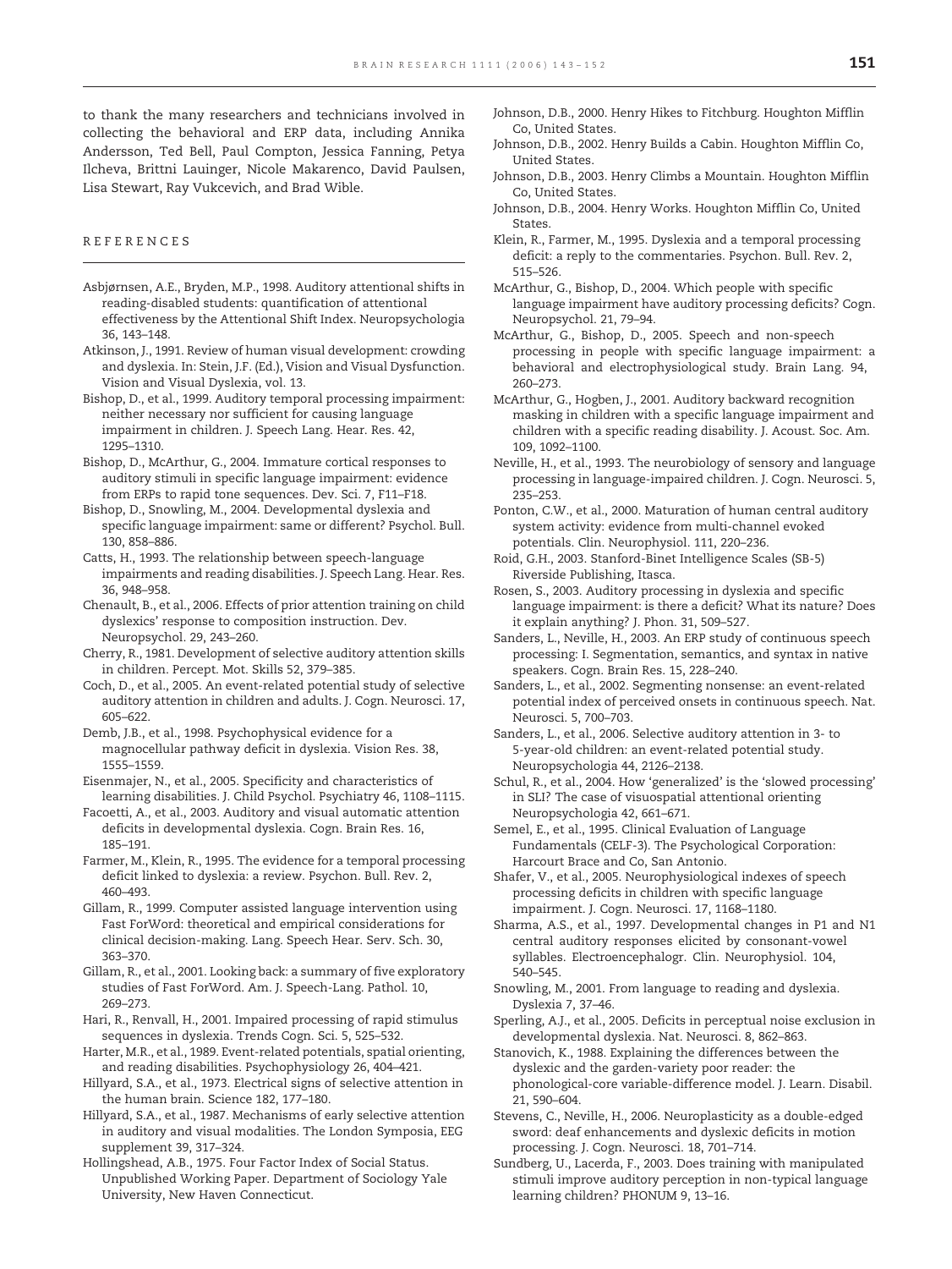to thank the many researchers and technicians involved in collecting the behavioral and ERP data, including Annika Andersson, Ted Bell, Paul Compton, Jessica Fanning, Petya Ilcheva, Brittni Lauinger, Nicole Makarenco, David Paulsen, Lisa Stewart, Ray Vukcevich, and Brad Wible.

## REFERENCES

Asbjørnsen, A.E., Bryden, M.P., 1998. Auditory attentional shifts in reading-disabled students: quantification of attentional effectiveness by the Attentional Shift Index. Neuropsychologia 36, 143–148.

Atkinson, J., 1991. Review of human visual development: crowding and dyslexia. In: Stein, J.F. (Ed.), Vision and Visual Dysfunction. Vision and Visual Dyslexia, vol. 13.

Bishop, D., et al., 1999. Auditory temporal processing impairment: neither necessary nor sufficient for causing language impairment in children. J. Speech Lang. Hear. Res. 42, 1295–1310.

Bishop, D., McArthur, G., 2004. Immature cortical responses to auditory stimuli in specific language impairment: evidence from ERPs to rapid tone sequences. Dev. Sci. 7, F11–F18.

Bishop, D., Snowling, M., 2004. Developmental dyslexia and specific language impairment: same or different? Psychol. Bull. 130, 858–886.

Catts, H., 1993. The relationship between speech-language impairments and reading disabilities. J. Speech Lang. Hear. Res. 36, 948–958.

Chenault, B., et al., 2006. Effects of prior attention training on child dyslexics' response to composition instruction. Dev. Neuropsychol. 29, 243–260.

Cherry, R., 1981. Development of selective auditory attention skills in children. Percept. Mot. Skills 52, 379–385.

Coch, D., et al., 2005. An event-related potential study of selective auditory attention in children and adults. J. Cogn. Neurosci. 17, 605–622.

Demb, J.B., et al., 1998. Psychophysical evidence for a magnocellular pathway deficit in dyslexia. Vision Res. 38, 1555–1559.

Eisenmajer, N., et al., 2005. Specificity and characteristics of learning disabilities. J. Child Psychol. Psychiatry 46, 1108–1115.

Facoetti, A., et al., 2003. Auditory and visual automatic attention deficits in developmental dyslexia. Cogn. Brain Res. 16, 185–191.

Farmer, M., Klein, R., 1995. The evidence for a temporal processing deficit linked to dyslexia: a review. Psychon. Bull. Rev. 2, 460–493.

Gillam, R., 1999. Computer assisted language intervention using Fast ForWord: theoretical and empirical considerations for clinical decision-making. Lang. Speech Hear. Serv. Sch. 30, 363–370.

Gillam, R., et al., 2001. Looking back: a summary of five exploratory studies of Fast ForWord. Am. J. Speech-Lang. Pathol. 10, 269–273.

Hari, R., Renvall, H., 2001. Impaired processing of rapid stimulus sequences in dyslexia. Trends Cogn. Sci. 5, 525–532.

Harter, M.R., et al., 1989. Event-related potentials, spatial orienting, and reading disabilities. Psychophysiology 26, 404–421.

Hillyard, S.A., et al., 1973. Electrical signs of selective attention in the human brain. Science 182, 177–180.

Hillyard, S.A., et al., 1987. Mechanisms of early selective attention in auditory and visual modalities. The London Symposia, EEG supplement 39, 317–324.

Hollingshead, A.B., 1975. Four Factor Index of Social Status. Unpublished Working Paper. Department of Sociology Yale University, New Haven Connecticut.

Johnson, D.B., 2000. Henry Hikes to Fitchburg. Houghton Mifflin Co, United States.

Johnson, D.B., 2002. Henry Builds a Cabin. Houghton Mifflin Co, United States.

Johnson, D.B., 2003. Henry Climbs a Mountain. Houghton Mifflin Co, United States.

Johnson, D.B., 2004. Henry Works. Houghton Mifflin Co, United States.

Klein, R., Farmer, M., 1995. Dyslexia and a temporal processing deficit: a reply to the commentaries. Psychon. Bull. Rev. 2, 515–526.

McArthur, G., Bishop, D., 2004. Which people with specific language impairment have auditory processing deficits? Cogn. Neuropsychol. 21, 79–94.

McArthur, G., Bishop, D., 2005. Speech and non-speech processing in people with specific language impairment: a behavioral and electrophysiological study. Brain Lang. 94, 260–273.

McArthur, G., Hogben, J., 2001. Auditory backward recognition masking in children with a specific language impairment and children with a specific reading disability. J. Acoust. Soc. Am. 109, 1092–1100.

Neville, H., et al., 1993. The neurobiology of sensory and language processing in language-impaired children. J. Cogn. Neurosci. 5, 235–253.

Ponton, C.W., et al., 2000. Maturation of human central auditory system activity: evidence from multi-channel evoked potentials. Clin. Neurophysiol. 111, 220–236.

Roid, G.H., 2003. Stanford-Binet Intelligence Scales (SB-5) Riverside Publishing, Itasca.

Rosen, S., 2003. Auditory processing in dyslexia and specific language impairment: is there a deficit? What its nature? Does it explain anything? J. Phon. 31, 509–527.

Sanders, L., Neville, H., 2003. An ERP study of continuous speech processing: I. Segmentation, semantics, and syntax in native speakers. Cogn. Brain Res. 15, 228–240.

Sanders, L., et al., 2002. Segmenting nonsense: an event-related potential index of perceived onsets in continuous speech. Nat. Neurosci. 5, 700–703.

Sanders, L., et al., 2006. Selective auditory attention in 3- to 5-year-old children: an event-related potential study. Neuropsychologia 44, 2126–2138.

Schul, R., et al., 2004. How 'generalized' is the 'slowed processing' in SLI? The case of visuospatial attentional orienting Neuropsychologia 42, 661–671.

Semel, E., et al., 1995. Clinical Evaluation of Language Fundamentals (CELF-3). The Psychological Corporation: Harcourt Brace and Co, San Antonio.

Shafer, V., et al., 2005. Neurophysiological indexes of speech processing deficits in children with specific language impairment. J. Cogn. Neurosci. 17, 1168–1180.

Sharma, A.S., et al., 1997. Developmental changes in P1 and N1 central auditory responses elicited by consonant-vowel syllables. Electroencephalogr. Clin. Neurophysiol. 104, 540–545.

Snowling, M., 2001. From language to reading and dyslexia. Dyslexia 7, 37–46.

Sperling, A.J., et al., 2005. Deficits in perceptual noise exclusion in developmental dyslexia. Nat. Neurosci. 8, 862–863.

Stanovich, K., 1988. Explaining the differences between the dyslexic and the garden-variety poor reader: the phonological-core variable-difference model. J. Learn. Disabil. 21, 590–604.

Stevens, C., Neville, H., 2006. Neuroplasticity as a double-edged sword: deaf enhancements and dyslexic deficits in motion processing. J. Cogn. Neurosci. 18, 701–714.

Sundberg, U., Lacerda, F., 2003. Does training with manipulated stimuli improve auditory perception in non-typical language learning children? PHONUM 9, 13–16.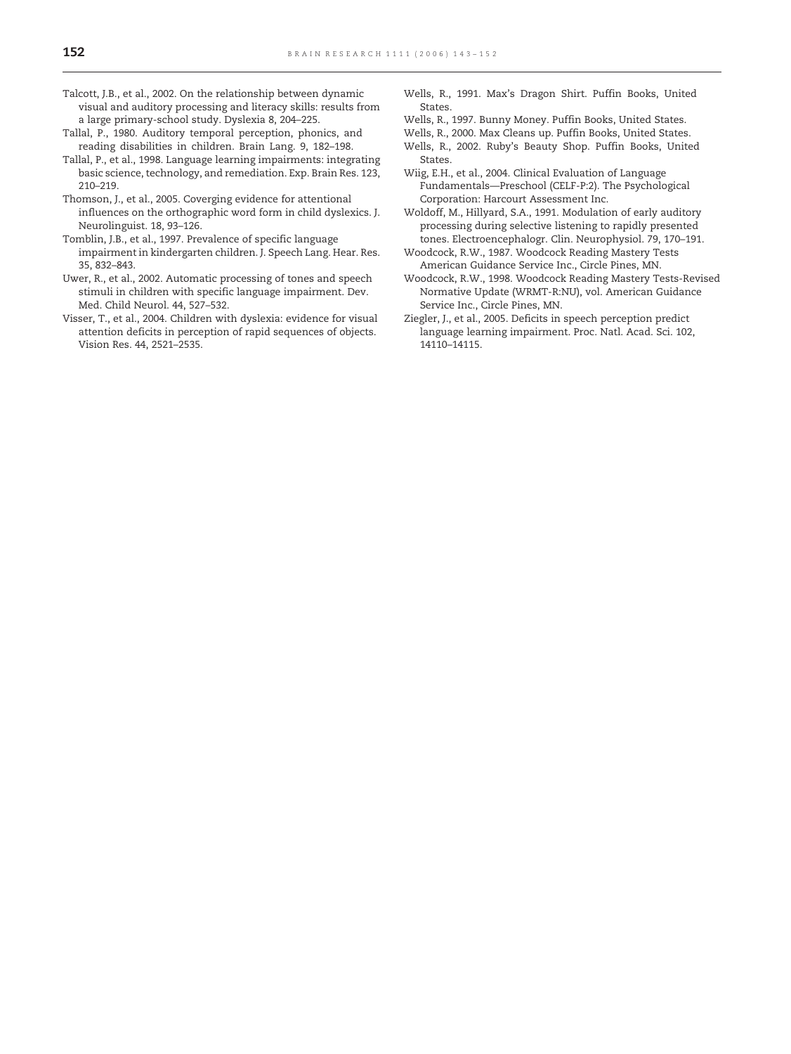Talcott, J.B., et al., 2002. On the relationship between dynamic visual and auditory processing and literacy skills: results from a large primary-school study. Dyslexia 8, 204–225.

Tallal, P., 1980. Auditory temporal perception, phonics, and reading disabilities in children. Brain Lang. 9, 182–198.

Tallal, P., et al., 1998. Language learning impairments: integrating basic science, technology, and remediation. Exp. Brain Res. 123, 210–219.

Thomson, J., et al., 2005. Coverging evidence for attentional influences on the orthographic word form in child dyslexics. J. Neurolinguist. 18, 93–126.

Tomblin, J.B., et al., 1997. Prevalence of specific language impairment in kindergarten children. J. Speech Lang. Hear. Res. 35, 832–843.

Uwer, R., et al., 2002. Automatic processing of tones and speech stimuli in children with specific language impairment. Dev. Med. Child Neurol. 44, 527–532.

Visser, T., et al., 2004. Children with dyslexia: evidence for visual attention deficits in perception of rapid sequences of objects. Vision Res. 44, 2521–2535.

Wells, R., 1991. Max's Dragon Shirt. Puffin Books, United States.

Wells, R., 1997. Bunny Money. Puffin Books, United States.

Wells, R., 2000. Max Cleans up. Puffin Books, United States.

Wells, R., 2002. Ruby's Beauty Shop. Puffin Books, United States.

Wiig, E.H., et al., 2004. Clinical Evaluation of Language Fundamentals—Preschool (CELF-P:2). The Psychological Corporation: Harcourt Assessment Inc.

Woldoff, M., Hillyard, S.A., 1991. Modulation of early auditory processing during selective listening to rapidly presented tones. Electroencephalogr. Clin. Neurophysiol. 79, 170–191.

Woodcock, R.W., 1987. Woodcock Reading Mastery Tests American Guidance Service Inc., Circle Pines, MN.

Woodcock, R.W., 1998. Woodcock Reading Mastery Tests-Revised Normative Update (WRMT-R:NU), vol. American Guidance Service Inc., Circle Pines, MN.

Ziegler, J., et al., 2005. Deficits in speech perception predict language learning impairment. Proc. Natl. Acad. Sci. 102, 14110–14115.